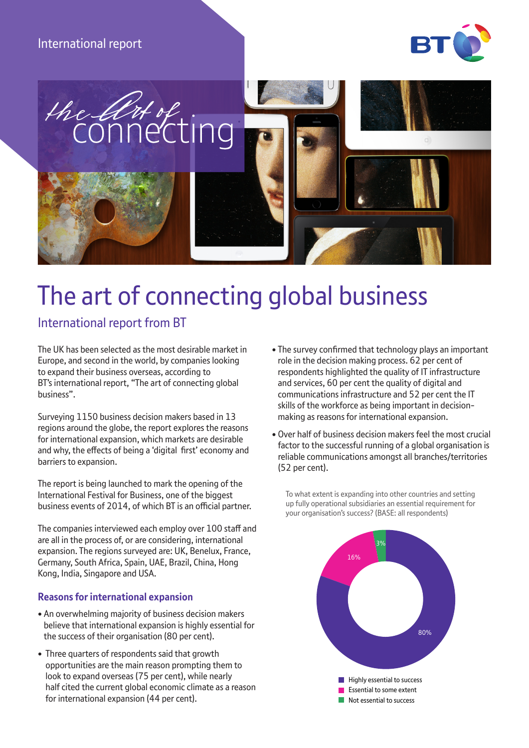International report

# The art of connecting global business

## International report from BT

The UK has been selected as the most desirable market in Europe, and second in the world, by companies looking to expand their business overseas, according to BT's international report, "The art of connecting global business".

Surveying 1150 business decision makers based in 13 regions around the globe, the report explores the reasons for international expansion, which markets are desirable and why, the effects of being a 'digital first' economy and barriers to expansion.

The report is being launched to mark the opening of the International Festival for Business, one of the biggest business events of 2014, of which BT is an official partner.

The companies interviewed each employ over 100 staff and are all in the process of, or are considering, international expansion. The regions surveyed are: UK, Benelux, France, Germany, South Africa, Spain, UAE, Brazil, China, Hong Kong, India, Singapore and USA.

### Reasons for international expansion

- An overwhelming majority of business decision makers believe that international expansion is highly essential for the success of their organisation (80 per cent).
- Three quarters of respondents said that growth opportunities are the main reason prompting them to look to expand overseas (75 per cent), while nearly half cited the current global economic climate as a reason for international expansion (44 per cent).
- The survey confirmed that technology plays an important role in the decision making process. 62 per cent of respondents highlighted the quality of IT infrastructure and services, 60 per cent the quality of digital and communications infrastructure and 52 per cent the IT skills of the workforce as being important in decision-making as reasons for international expansion.
- Over half of business decision makers feel the most crucial factor to the successful running of a global organisation is reliable communications amongst all branches/territories (52 per cent).

To what extent is expanding into other countries and setting up fully operational subsidiaries an essential requirement for your organisation's success? (BASE: all respondents)

| Response | Per cent |
|---|---|
| Highly essential to success | 80% |
| Essential to some extent | 16% |
| Not essential to success | 3% |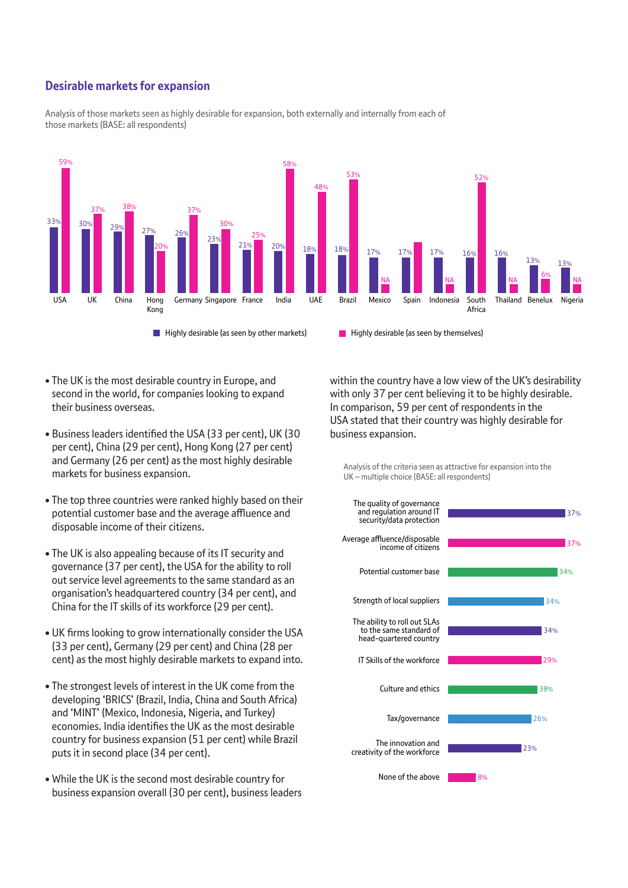## Desirable markets for expansion

Analysis of those markets seen as highly desirable for expansion, both externally and internally from each of those markets (BASE: all respondents)

| Market | Highly desirable (as seen by other markets) | Highly desirable (as seen by themselves) |
|---|---|---|
| USA | 33% | 59% |
| UK | 30% | 37% |
| China | 29% | 38% |
| Hong Kong | 27% | 20% |
| Germany | 26% | 37% |
| Singapore | 23% | 30% |
| France | 21% | 25% |
| India | 20% | 58% |
| UAE | 18% | 48% |
| Brazil | 18% | 53% |
| Mexico | 17% | NA |
| Spain | 17% | |
| Indonesia | 17% | NA |
| South Africa | 16% | 52% |
| Thailand | 16% | NA |
| Benelux | 13% | 6% |
| Nigeria | 13% | NA |

- The UK is the most desirable country in Europe, and second in the world, for companies looking to expand their business overseas.
- Business leaders identified the USA (33 per cent), UK (30 per cent), China (29 per cent), Hong Kong (27 per cent) and Germany (26 per cent) as the most highly desirable markets for business expansion.
- The top three countries were ranked highly based on their potential customer base and the average affluence and disposable income of their citizens.
- The UK is also appealing because of its IT security and governance (37 per cent), the USA for the ability to roll out service level agreements to the same standard as an organisation's headquartered country (34 per cent), and China for the IT skills of its workforce (29 per cent).
- UK firms looking to grow internationally consider the USA (33 per cent), Germany (29 per cent) and China (28 per cent) as the most highly desirable markets to expand into.
- The strongest levels of interest in the UK come from the developing 'BRICS' (Brazil, India, China and South Africa) and 'MINT' (Mexico, Indonesia, Nigeria, and Turkey) economies. India identifies the UK as the most desirable country for business expansion (51 per cent) while Brazil puts it in second place (34 per cent).
- While the UK is the second most desirable country for business expansion overall (30 per cent), business leaders within the country have a low view of the UK's desirability with only 37 per cent believing it to be highly desirable. In comparison, 59 per cent of respondents in the USA stated that their country was highly desirable for business expansion.

Analysis of the criteria seen as attractive for expansion into the UK – multiple choice (BASE: all respondents)

| Criteria | % |
|---|---|
| The quality of governance and regulation around IT security/data protection | 37% |
| Average affluence/disposable income of citizens | 37% |
| Potential customer base | 34% |
| Strength of local suppliers | 34% |
| The ability to roll out SLAs to the same standard of head-quartered country | 34% |
| IT Skills of the workforce | 29% |
| Culture and ethics | 38% |
| Tax/governance | 26% |
| The innovation and creativity of the workforce | 23% |
| None of the above | 8% |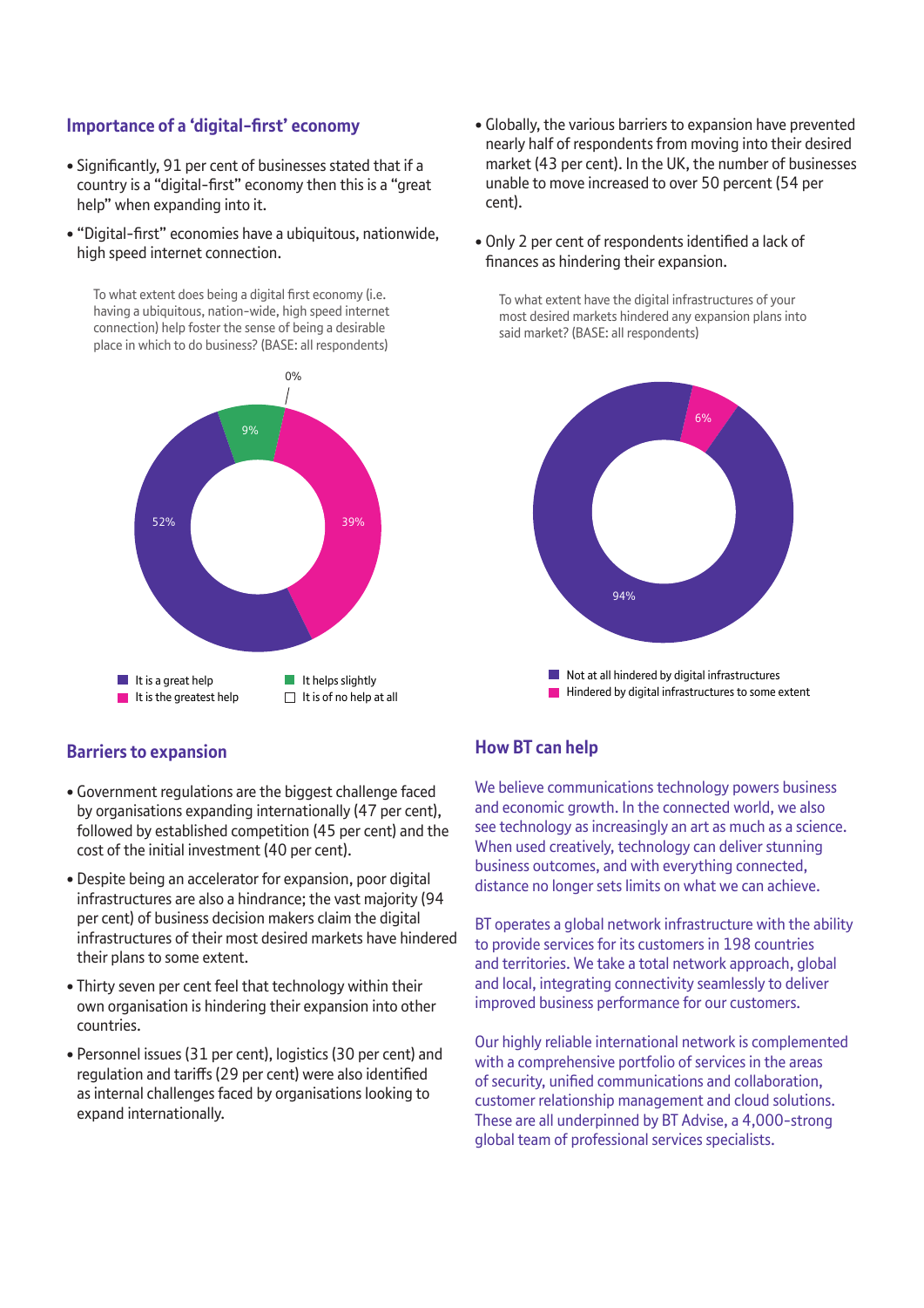## Importance of a 'digital-first' economy

- Significantly, 91 per cent of businesses stated that if a country is a "digital-first" economy then this is a "great help" when expanding into it.
- "Digital-first" economies have a ubiquitous, nationwide, high speed internet connection.

To what extent does being a digital first economy (i.e. having a ubiquitous, nation-wide, high speed internet connection) help foster the sense of being a desirable place in which to do business? (BASE: all respondents)

| Response | Percentage |
|---|---|
| It is a great help | 52% |
| It is the greatest help | 39% |
| It helps slightly | 9% |
| It is of no help at all | 0% |

- Globally, the various barriers to expansion have prevented nearly half of respondents from moving into their desired market (43 per cent). In the UK, the number of businesses unable to move increased to over 50 percent (54 per cent).
- Only 2 per cent of respondents identified a lack of finances as hindering their expansion.

To what extent have the digital infrastructures of your most desired markets hindered any expansion plans into said market? (BASE: all respondents)

| Response | Percentage |
|---|---|
| Not at all hindered by digital infrastructures | 94% |
| Hindered by digital infrastructures to some extent | 6% |

## Barriers to expansion

- Government regulations are the biggest challenge faced by organisations expanding internationally (47 per cent), followed by established competition (45 per cent) and the cost of the initial investment (40 per cent).
- Despite being an accelerator for expansion, poor digital infrastructures are also a hindrance; the vast majority (94 per cent) of business decision makers claim the digital infrastructures of their most desired markets have hindered their plans to some extent.
- Thirty seven per cent feel that technology within their own organisation is hindering their expansion into other countries.
- Personnel issues (31 per cent), logistics (30 per cent) and regulation and tariffs (29 per cent) were also identified as internal challenges faced by organisations looking to expand internationally.

## How BT can help

We believe communications technology powers business and economic growth. In the connected world, we also see technology as increasingly an art as much as a science. When used creatively, technology can deliver stunning business outcomes, and with everything connected, distance no longer sets limits on what we can achieve.

BT operates a global network infrastructure with the ability to provide services for its customers in 198 countries and territories. We take a total network approach, global and local, integrating connectivity seamlessly to deliver improved business performance for our customers.

Our highly reliable international network is complemented with a comprehensive portfolio of services in the areas of security, unified communications and collaboration, customer relationship management and cloud solutions. These are all underpinned by BT Advise, a 4,000-strong global team of professional services specialists.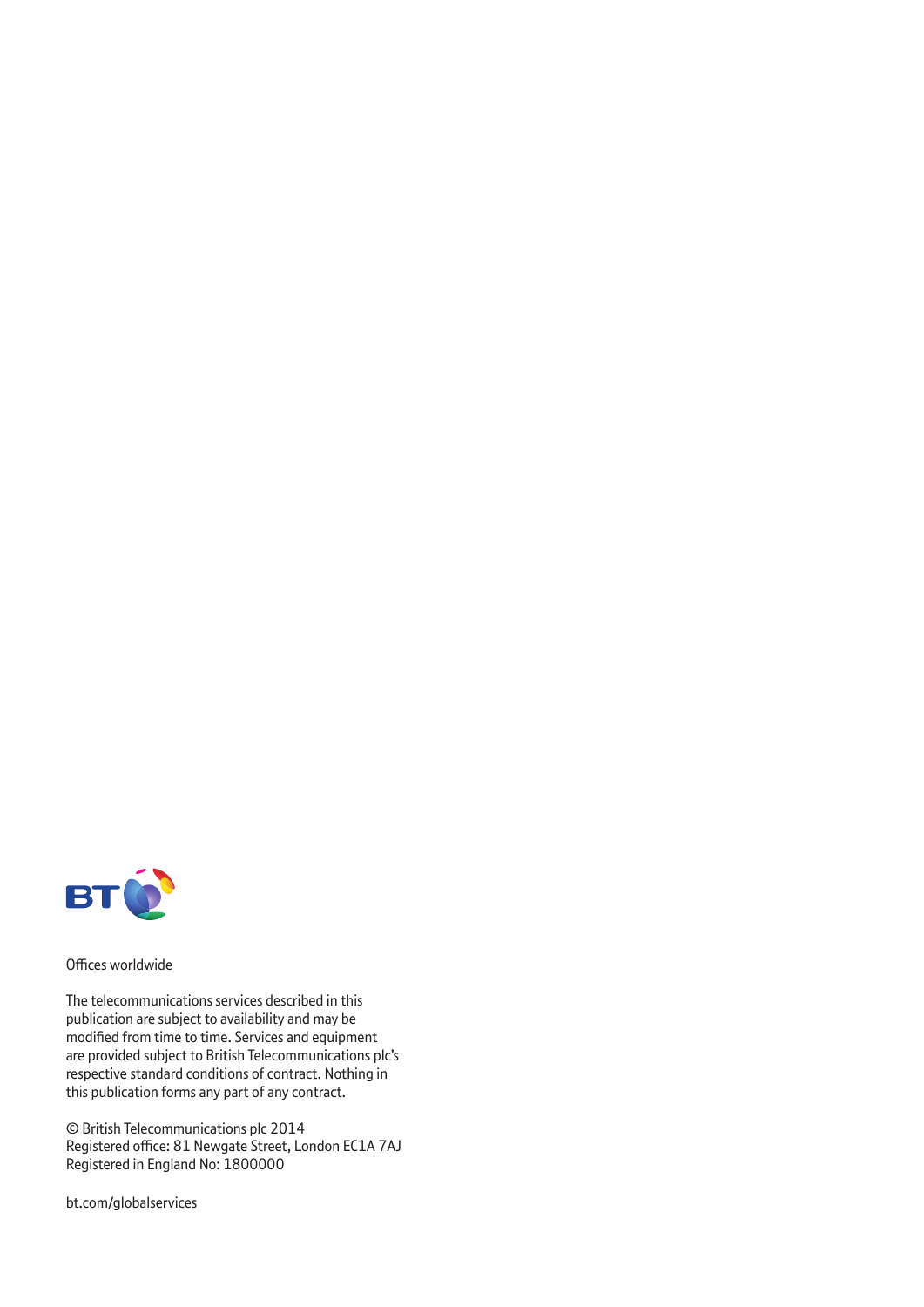Offices worldwide

The telecommunications services described in this publication are subject to availability and may be modified from time to time. Services and equipment are provided subject to British Telecommunications plc's respective standard conditions of contract. Nothing in this publication forms any part of any contract.

© British Telecommunications plc 2014
Registered office: 81 Newgate Street, London EC1A 7AJ
Registered in England No: 1800000

bt.com/globalservices